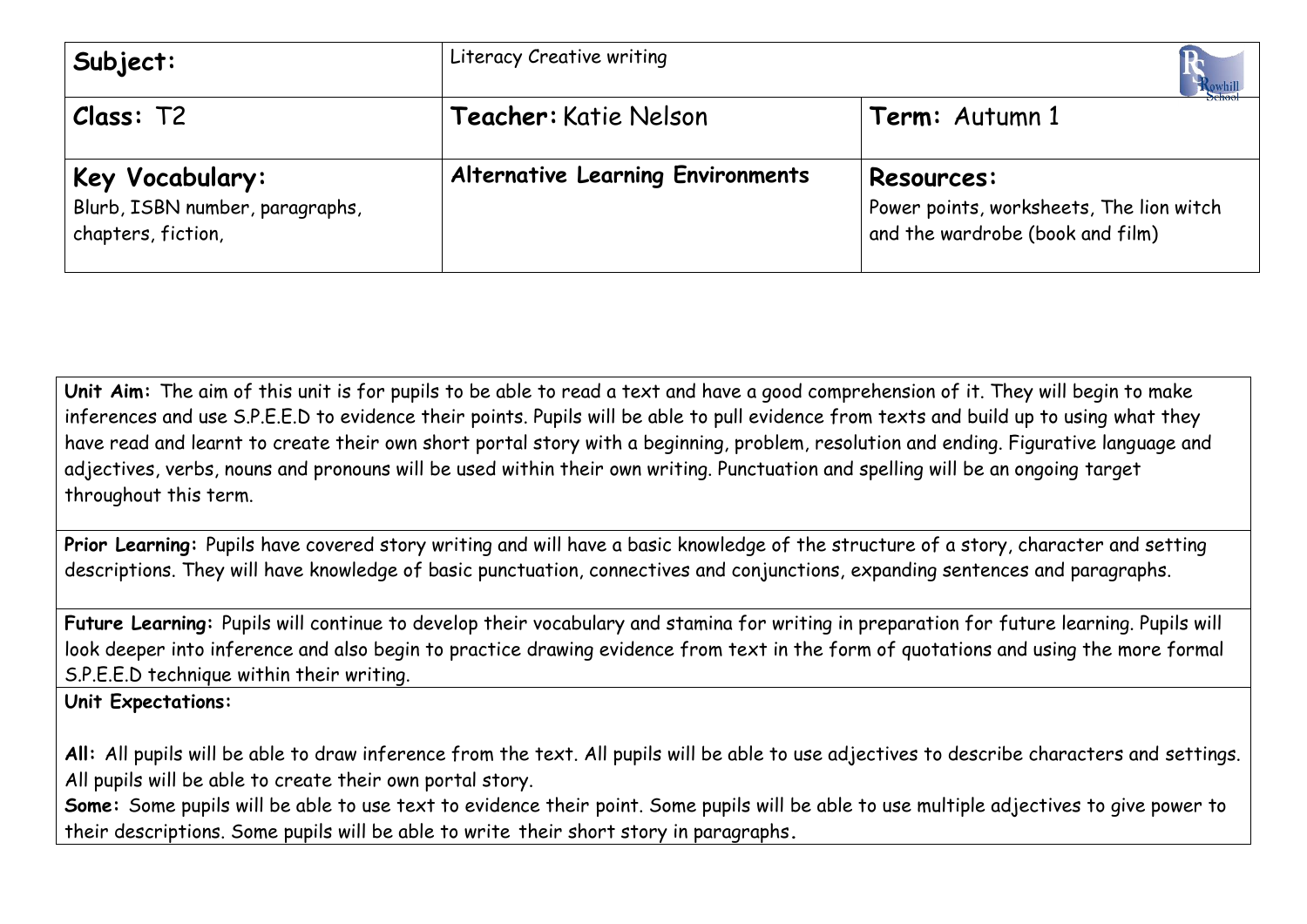| **Subject:** | Literacy Creative writing | |
|---|---|---|
| **Class:** T2 | **Teacher:** Katie Nelson | **Term:** Autumn 1 |
| **Key Vocabulary:** Blurb, ISBN number, paragraphs, chapters, fiction, | **Alternative Learning Environments** | **Resources:** Power points, worksheets, The lion witch and the wardrobe (book and film) |

**Unit Aim:** The aim of this unit is for pupils to be able to read a text and have a good comprehension of it. They will begin to make inferences and use S.P.E.E.D to evidence their points. Pupils will be able to pull evidence from texts and build up to using what they have read and learnt to create their own short portal story with a beginning, problem, resolution and ending. Figurative language and adjectives, verbs, nouns and pronouns will be used within their own writing. Punctuation and spelling will be an ongoing target throughout this term.

**Prior Learning:** Pupils have covered story writing and will have a basic knowledge of the structure of a story, character and setting descriptions. They will have knowledge of basic punctuation, connectives and conjunctions, expanding sentences and paragraphs.

**Future Learning:** Pupils will continue to develop their vocabulary and stamina for writing in preparation for future learning. Pupils will look deeper into inference and also begin to practice drawing evidence from text in the form of quotations and using the more formal S.P.E.E.D technique within their writing.

**Unit Expectations:**

**All:** All pupils will be able to draw inference from the text. All pupils will be able to use adjectives to describe characters and settings. All pupils will be able to create their own portal story.

**Some:** Some pupils will be able to use text to evidence their point. Some pupils will be able to use multiple adjectives to give power to their descriptions. Some pupils will be able to write their short story in paragraphs.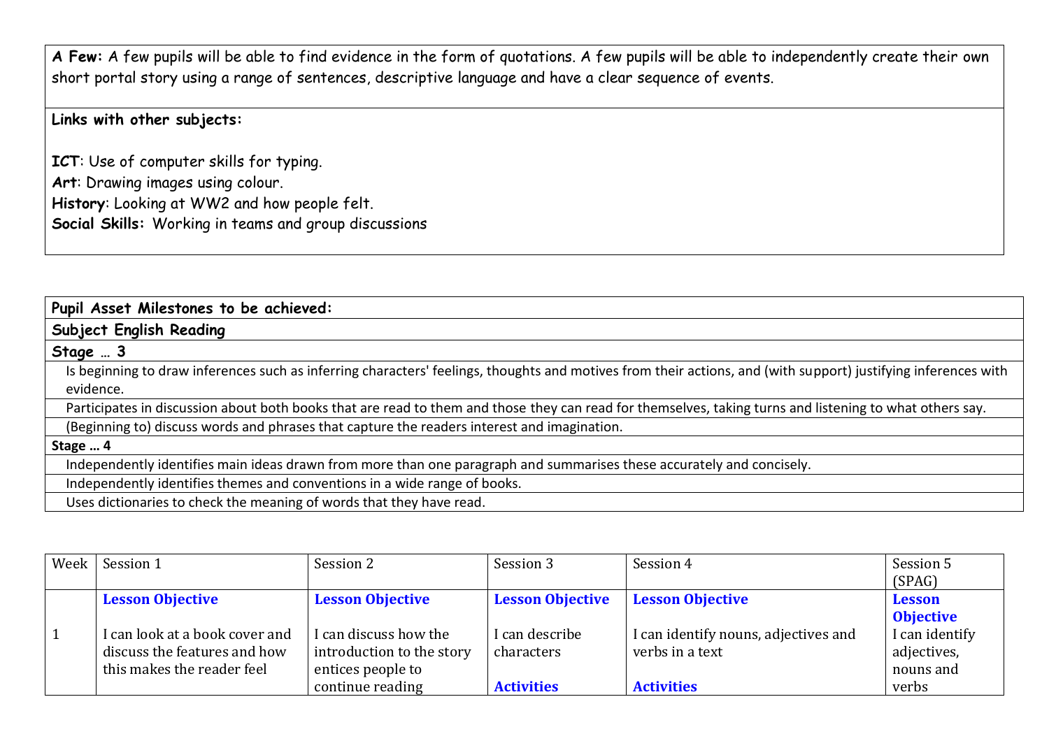**A Few:** A few pupils will be able to find evidence in the form of quotations. A few pupils will be able to independently create their own short portal story using a range of sentences, descriptive language and have a clear sequence of events.

**Links with other subjects:**

**ICT**: Use of computer skills for typing.
**Art**: Drawing images using colour.
**History**: Looking at WW2 and how people felt.
**Social Skills:** Working in teams and group discussions

| **Pupil Asset Milestones to be achieved:** |
|---|
| **Subject English Reading** |
| **Stage … 3** |
| Is beginning to draw inferences such as inferring characters' feelings, thoughts and motives from their actions, and (with support) justifying inferences with evidence. |
| Participates in discussion about both books that are read to them and those they can read for themselves, taking turns and listening to what others say. |
| (Beginning to) discuss words and phrases that capture the readers interest and imagination. |
| **Stage … 4** |
| Independently identifies main ideas drawn from more than one paragraph and summarises these accurately and concisely. |
| Independently identifies themes and conventions in a wide range of books. |
| Uses dictionaries to check the meaning of words that they have read. |

| Week | Session 1 | Session 2 | Session 3 | Session 4 | Session 5 (SPAG) |
|---|---|---|---|---|---|
| 1 | **Lesson Objective**<br><br>I can look at a book cover and discuss the features and how this makes the reader feel | **Lesson Objective**<br><br>I can discuss how the introduction to the story entices people to continue reading | **Lesson Objective**<br><br>I can describe characters<br><br>**Activities** | **Lesson Objective**<br><br>I can identify nouns, adjectives and verbs in a text<br><br>**Activities** | **Lesson Objective**<br>I can identify adjectives, nouns and verbs |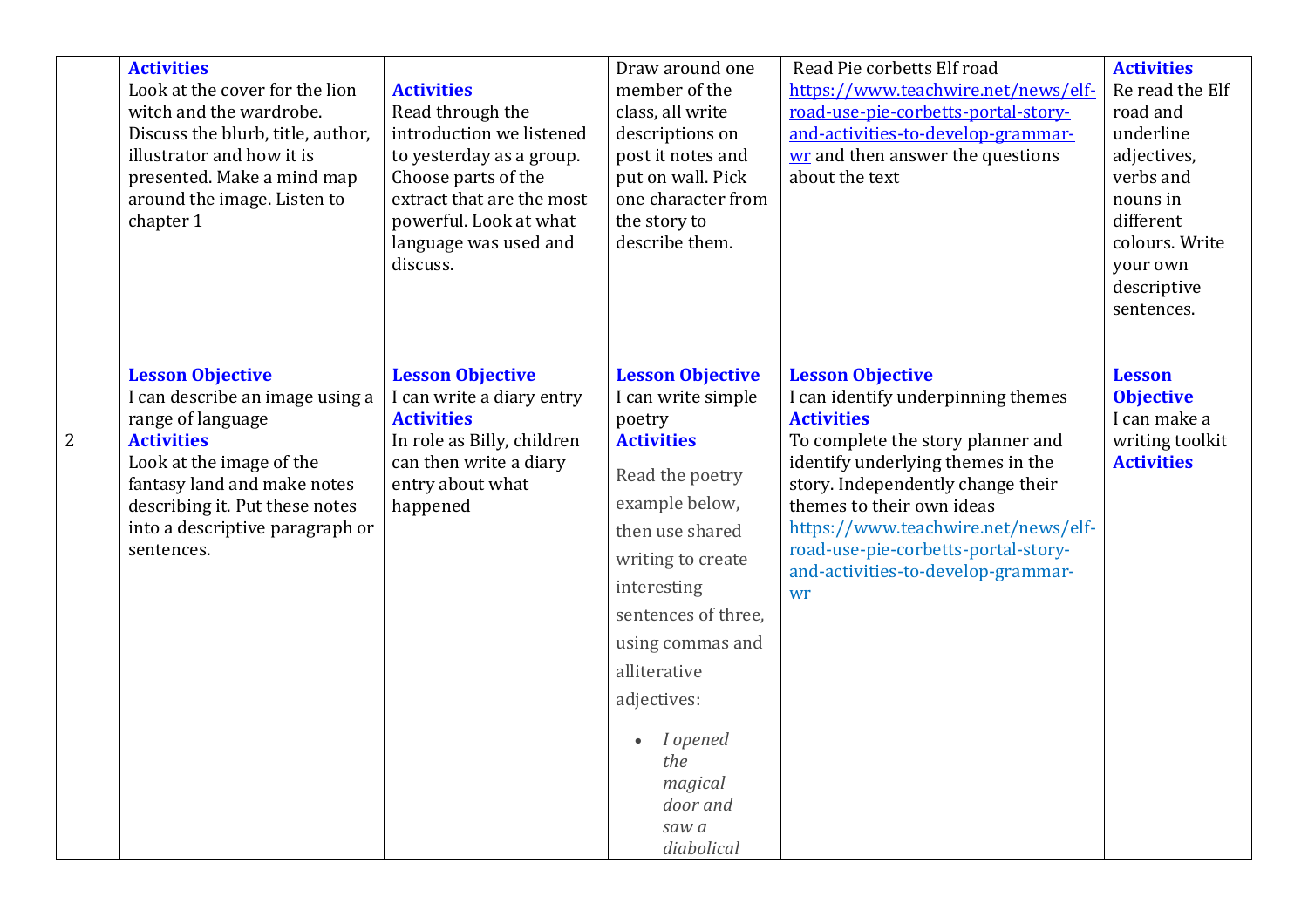|  |  |  |  |  |  |
|---|---|---|---|---|---|
|  | **Activities**<br>Look at the cover for the lion witch and the wardrobe. Discuss the blurb, title, author, illustrator and how it is presented. Make a mind map around the image. Listen to chapter 1 | **Activities**<br>Read through the introduction we listened to yesterday as a group. Choose parts of the extract that are the most powerful. Look at what language was used and discuss. | Draw around one member of the class, all write descriptions on post it notes and put on wall. Pick one character from the story to describe them. | Read Pie corbetts Elf road [https://www.teachwire.net/news/elf-road-use-pie-corbetts-portal-story-and-activities-to-develop-grammar-wr](https://www.teachwire.net/news/elf-road-use-pie-corbetts-portal-story-and-activities-to-develop-grammar-wr) and then answer the questions about the text | **Activities**<br>Re read the Elf road and underline adjectives, verbs and nouns in different colours. Write your own descriptive sentences. |
| 2 | **Lesson Objective**<br>I can describe an image using a range of language<br>**Activities**<br>Look at the image of the fantasy land and make notes describing it. Put these notes into a descriptive paragraph or sentences. | **Lesson Objective**<br>I can write a diary entry<br>**Activities**<br>In role as Billy, children can then write a diary entry about what happened | **Lesson Objective**<br>I can write simple poetry<br>**Activities**<br>Read the poetry example below, then use shared writing to create interesting sentences of three, using commas and alliterative adjectives:<br>• *I opened the magical door and saw a diabolical* | **Lesson Objective**<br>I can identify underpinning themes<br>**Activities**<br>To complete the story planner and identify underlying themes in the story. Independently change their themes to their own ideas<br>https://www.teachwire.net/news/elf-road-use-pie-corbetts-portal-story-and-activities-to-develop-grammar-wr | **Lesson Objective**<br>I can make a writing toolkit<br>**Activities** |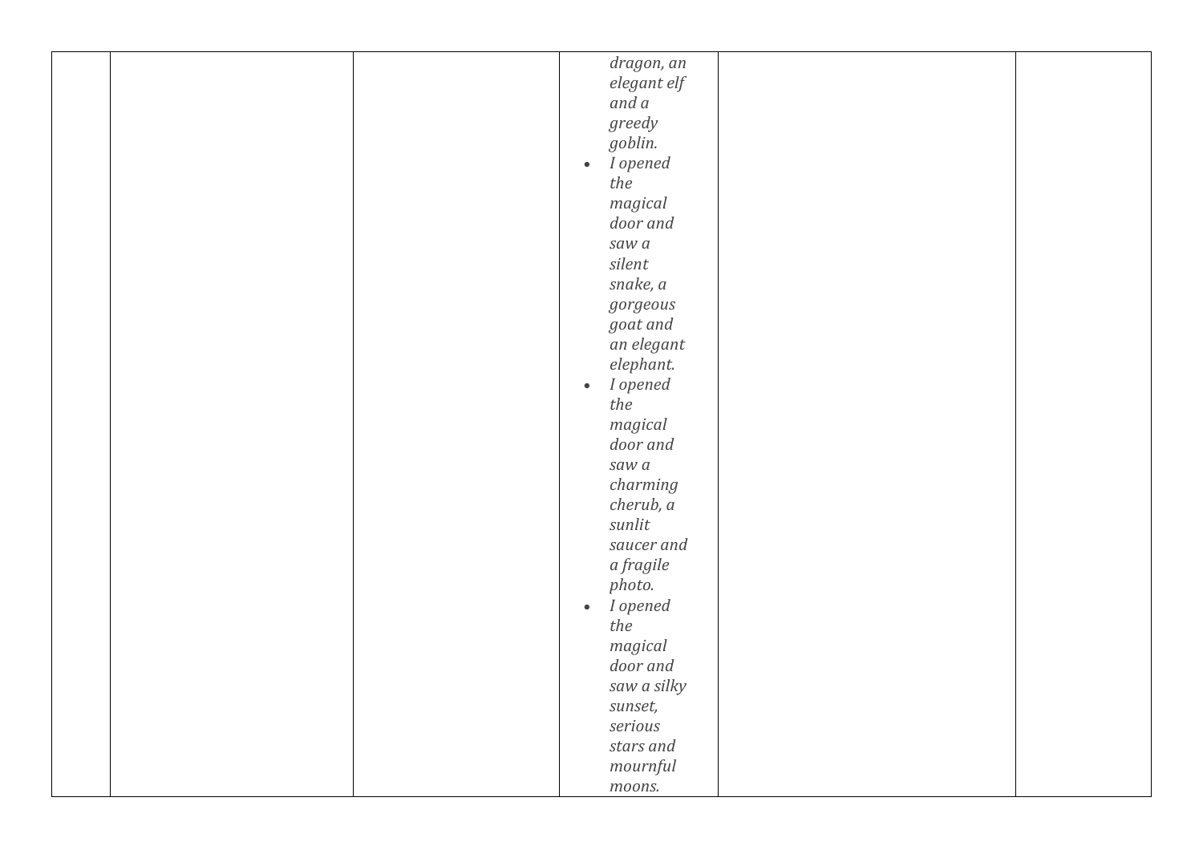| | | | | | |
|---|---|---|---|---|---|
| | | | *dragon, an elegant elf and a greedy goblin.*<br>• *I opened the magical door and saw a silent snake, a gorgeous goat and an elegant elephant.*<br>• *I opened the magical door and saw a charming cherub, a sunlit saucer and a fragile photo.*<br>• *I opened the magical door and saw a silky sunset, serious stars and mournful moons.* | | |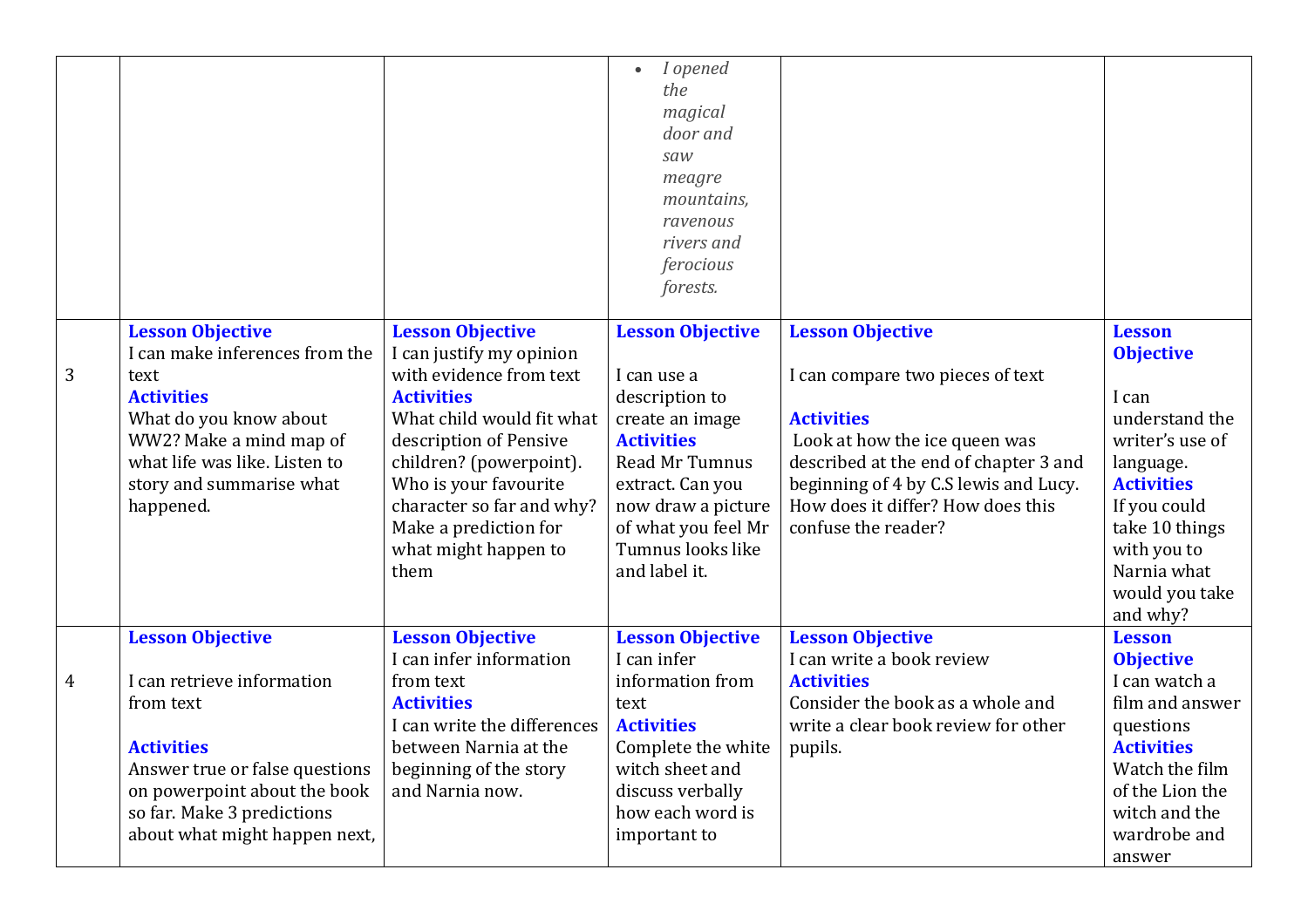| | | | | | |
|---|---|---|---|---|---|
| | | | • *I opened the magical door and saw meagre mountains, ravenous rivers and ferocious forests.* | | |
| 3 | **Lesson Objective**<br>I can make inferences from the text<br>**Activities**<br>What do you know about WW2? Make a mind map of what life was like. Listen to story and summarise what happened. | **Lesson Objective**<br>I can justify my opinion with evidence from text<br>**Activities**<br>What child would fit what description of Pensive children? (powerpoint). Who is your favourite character so far and why? Make a prediction for what might happen to them | **Lesson Objective**<br><br>I can use a description to create an image<br>**Activities**<br>Read Mr Tumnus extract. Can you now draw a picture of what you feel Mr Tumnus looks like and label it. | **Lesson Objective**<br><br>I can compare two pieces of text<br><br>**Activities**<br>Look at how the ice queen was described at the end of chapter 3 and beginning of 4 by C.S lewis and Lucy. How does it differ? How does this confuse the reader? | **Lesson Objective**<br><br>I can understand the writer's use of language.<br>**Activities**<br>If you could take 10 things with you to Narnia what would you take and why? |
| 4 | **Lesson Objective**<br><br>I can retrieve information from text<br><br>**Activities**<br>Answer true or false questions on powerpoint about the book so far. Make 3 predictions about what might happen next, | **Lesson Objective**<br>I can infer information from text<br>**Activities**<br>I can write the differences between Narnia at the beginning of the story and Narnia now. | **Lesson Objective**<br>I can infer information from text<br>**Activities**<br>Complete the white witch sheet and discuss verbally how each word is important to | **Lesson Objective**<br>I can write a book review<br>**Activities**<br>Consider the book as a whole and write a clear book review for other pupils. | **Lesson Objective**<br>I can watch a film and answer questions<br>**Activities**<br>Watch the film of the Lion the witch and the wardrobe and answer |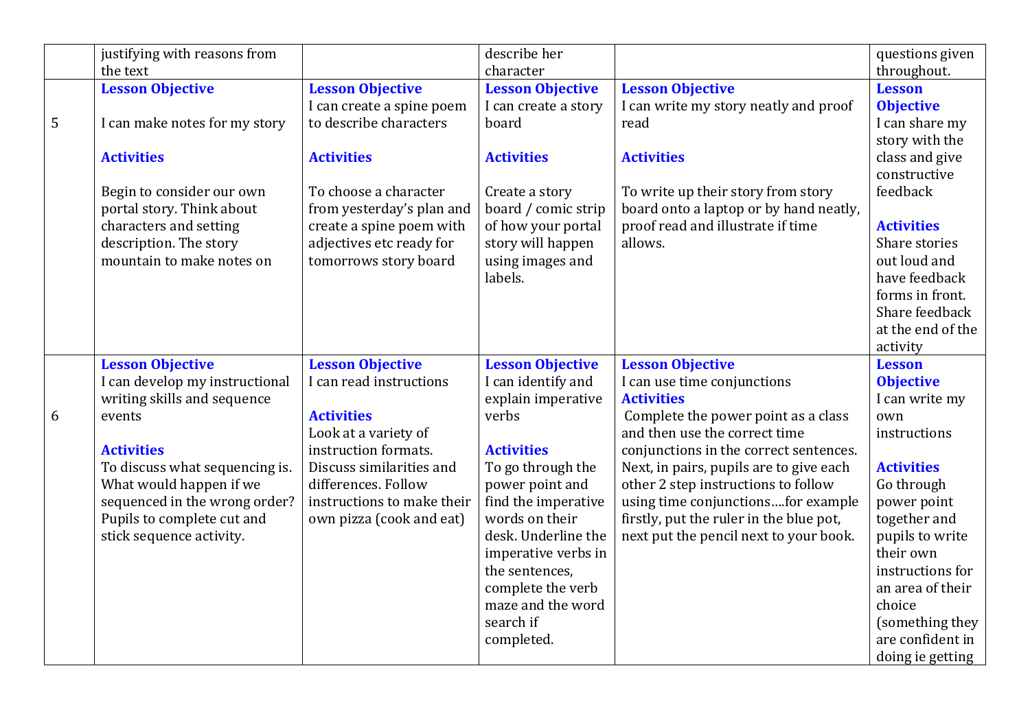| | | | | | |
|---|---|---|---|---|---|
| | justifying with reasons from the text | | describe her character | | questions given throughout. |
| 5 | **Lesson Objective**<br><br>I can make notes for my story<br><br>**Activities**<br><br>Begin to consider our own portal story. Think about characters and setting description. The story mountain to make notes on | **Lesson Objective**<br>I can create a spine poem to describe characters<br><br>**Activities**<br><br>To choose a character from yesterday's plan and create a spine poem with adjectives etc ready for tomorrows story board | **Lesson Objective**<br>I can create a story board<br><br>**Activities**<br><br>Create a story board / comic strip of how your portal story will happen using images and labels. | **Lesson Objective**<br>I can write my story neatly and proof read<br><br>**Activities**<br><br>To write up their story from story board onto a laptop or by hand neatly, proof read and illustrate if time allows. | **Lesson Objective**<br>I can share my story with the class and give constructive feedback<br><br>**Activities**<br>Share stories out loud and have feedback forms in front. Share feedback at the end of the activity |
| 6 | **Lesson Objective**<br>I can develop my instructional writing skills and sequence events<br><br>**Activities**<br>To discuss what sequencing is. What would happen if we sequenced in the wrong order? Pupils to complete cut and stick sequence activity. | **Lesson Objective**<br>I can read instructions<br><br>**Activities**<br>Look at a variety of instruction formats. Discuss similarities and differences. Follow instructions to make their own pizza (cook and eat) | **Lesson Objective**<br>I can identify and explain imperative verbs<br><br>**Activities**<br>To go through the power point and find the imperative words on their desk. Underline the imperative verbs in the sentences, complete the verb maze and the word search if completed. | **Lesson Objective**<br>I can use time conjunctions<br>**Activities**<br>Complete the power point as a class and then use the correct time conjunctions in the correct sentences. Next, in pairs, pupils are to give each other 2 step instructions to follow using time conjunctions….for example firstly, put the ruler in the blue pot, next put the pencil next to your book. | **Lesson Objective**<br>I can write my own instructions<br><br>**Activities**<br>Go through power point together and pupils to write their own instructions for an area of their choice (something they are confident in doing ie getting |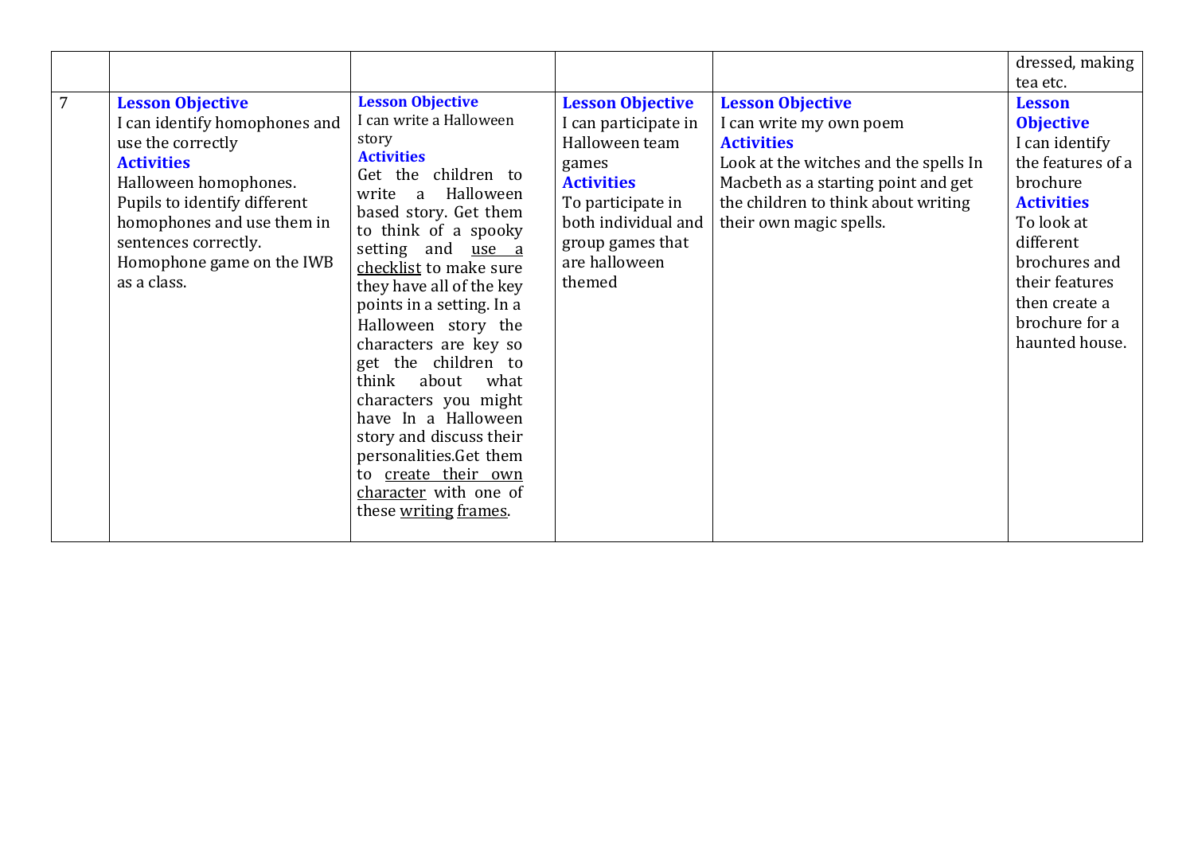| | | | | | |
|---|---|---|---|---|---|
| | | | | | dressed, making tea etc. |
| 7 | **Lesson Objective**<br>I can identify homophones and use the correctly<br>**Activities**<br>Halloween homophones. Pupils to identify different homophones and use them in sentences correctly. Homophone game on the IWB as a class. | **Lesson Objective**<br>I can write a Halloween story<br>**Activities**<br>Get the children to write a Halloween based story. Get them to think of a spooky setting and use a checklist to make sure they have all of the key points in a setting. In a Halloween story the characters are key so get the children to think about what characters you might have In a Halloween story and discuss their personalities.Get them to create their own character with one of these writing frames. | **Lesson Objective**<br>I can participate in Halloween team games<br>**Activities**<br>To participate in both individual and group games that are halloween themed | **Lesson Objective**<br>I can write my own poem<br>**Activities**<br>Look at the witches and the spells In Macbeth as a starting point and get the children to think about writing their own magic spells. | **Lesson Objective**<br>I can identify the features of a brochure<br>**Activities**<br>To look at different brochures and their features then create a brochure for a haunted house. |